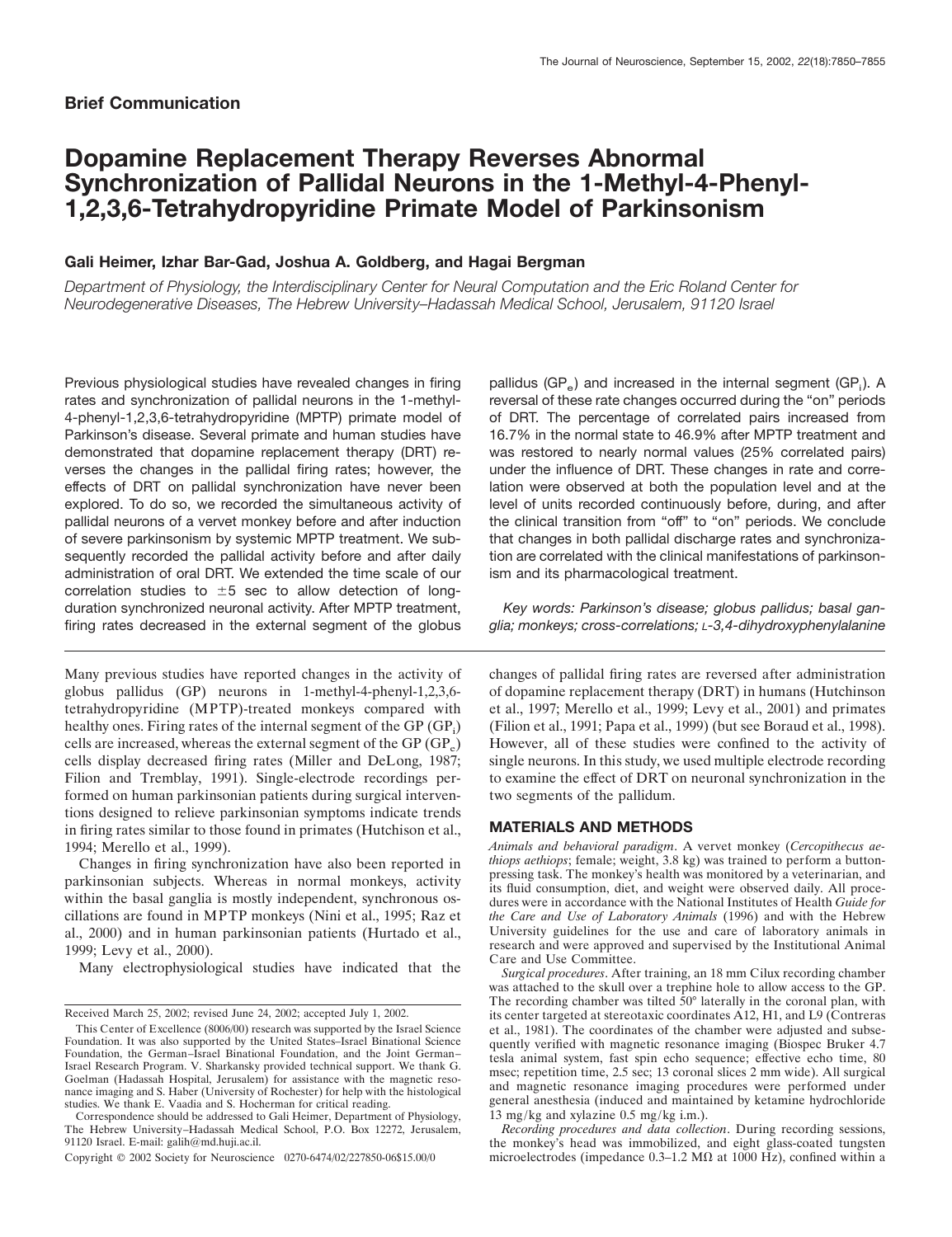**Brief Communication**

# Dopamine Replacement Therapy Reverses Abnormal Synchronization of Pallidal Neurons in the 1-Methyl-4-Phenyl-1,2,3,6-Tetrahydropyridine Primate Model of Parkinsonism

**Gali Heimer, Izhar Bar-Gad, Joshua A. Goldberg, and Hagai Bergman**

*Department of Physiology, the Interdisciplinary Center for Neural Computation and the Eric Roland Center for Neurodegenerative Diseases, The Hebrew University–Hadassah Medical School, Jerusalem, 91120 Israel*

Previous physiological studies have revealed changes in firing rates and synchronization of pallidal neurons in the 1-methyl-4-phenyl-1,2,3,6-tetrahydropyridine (MPTP) primate model of Parkinson's disease. Several primate and human studies have demonstrated that dopamine replacement therapy (DRT) reverses the changes in the pallidal firing rates; however, the effects of DRT on pallidal synchronization have never been explored. To do so, we recorded the simultaneous activity of pallidal neurons of a vervet monkey before and after induction of severe parkinsonism by systemic MPTP treatment. We subsequently recorded the pallidal activity before and after daily administration of oral DRT. We extended the time scale of our correlation studies to ±5 sec to allow detection of long-duration synchronized neuronal activity. After MPTP treatment, firing rates decreased in the external segment of the globus pallidus ($GP_e$) and increased in the internal segment ($GP_i$). A reversal of these rate changes occurred during the "on" periods of DRT. The percentage of correlated pairs increased from 16.7% in the normal state to 46.9% after MPTP treatment and was restored to nearly normal values (25% correlated pairs) under the influence of DRT. These changes in rate and correlation were observed at both the population level and at the level of units recorded continuously before, during, and after the clinical transition from "off" to "on" periods. We conclude that changes in both pallidal discharge rates and synchronization are correlated with the clinical manifestations of parkinsonism and its pharmacological treatment.

*Key words: Parkinson's disease; globus pallidus; basal ganglia; monkeys; cross-correlations; L-3,4-dihydroxyphenylalanine*

Many previous studies have reported changes in the activity of globus pallidus (GP) neurons in 1-methyl-4-phenyl-1,2,3,6-tetrahydropyridine (MPTP)-treated monkeys compared with healthy ones. Firing rates of the internal segment of the GP ($GP_i$) cells are increased, whereas the external segment of the GP ($GP_e$) cells display decreased firing rates (Miller and DeLong, 1987; Filion and Tremblay, 1991). Single-electrode recordings performed on human parkinsonian patients during surgical interventions designed to relieve parkinsonian symptoms indicate trends in firing rates similar to those found in primates (Hutchison et al., 1994; Merello et al., 1999).

Changes in firing synchronization have also been reported in parkinsonian subjects. Whereas in normal monkeys, activity within the basal ganglia is mostly independent, synchronous oscillations are found in MPTP monkeys (Nini et al., 1995; Raz et al., 2000) and in human parkinsonian patients (Hurtado et al., 1999; Levy et al., 2000).

Many electrophysiological studies have indicated that the changes of pallidal firing rates are reversed after administration of dopamine replacement therapy (DRT) in humans (Hutchinson et al., 1997; Merello et al., 1999; Levy et al., 2001) and primates (Filion et al., 1991; Papa et al., 1999) (but see Boraud et al., 1998). However, all of these studies were confined to the activity of single neurons. In this study, we used multiple electrode recording to examine the effect of DRT on neuronal synchronization in the two segments of the pallidum.

## MATERIALS AND METHODS

*Animals and behavioral paradigm*. A vervet monkey (*Cercopithecus aethiops aethiops*; female; weight, 3.8 kg) was trained to perform a button-pressing task. The monkey's health was monitored by a veterinarian, and its fluid consumption, diet, and weight were observed daily. All procedures were in accordance with the National Institutes of Health *Guide for the Care and Use of Laboratory Animals* (1996) and with the Hebrew University guidelines for the use and care of laboratory animals in research and were approved and supervised by the Institutional Animal Care and Use Committee.

*Surgical procedures*. After training, an 18 mm Cilux recording chamber was attached to the skull over a trephine hole to allow access to the GP. The recording chamber was tilted 50° laterally in the coronal plan, with its center targeted at stereotaxic coordinates A12, H1, and L9 (Contreras et al., 1981). The coordinates of the chamber were adjusted and subsequently verified with magnetic resonance imaging (Biospec Bruker 4.7 tesla animal system, fast spin echo sequence; effective echo time, 80 msec; repetition time, 2.5 sec; 13 coronal slices 2 mm wide). All surgical and magnetic resonance imaging procedures were performed under general anesthesia (induced and maintained by ketamine hydrochloride 13 mg/kg and xylazine 0.5 mg/kg i.m.).

*Recording procedures and data collection*. During recording sessions, the monkey's head was immobilized, and eight glass-coated tungsten microelectrodes (impedance 0.3–1.2 MΩ at 1000 Hz), confined within a

Received March 25, 2002; revised June 24, 2002; accepted July 1, 2002.

This Center of Excellence (8006/00) research was supported by the Israel Science Foundation. It was also supported by the United States–Israel Binational Science Foundation, the German–Israel Binational Foundation, and the Joint German–Israel Research Program. V. Sharkansky provided technical support. We thank G. Goelman (Hadassah Hospital, Jerusalem) for assistance with the magnetic resonance imaging and S. Haber (University of Rochester) for help with the histological studies. We thank E. Vaadia and S. Hocherman for critical reading.

Correspondence should be addressed to Gali Heimer, Department of Physiology, The Hebrew University–Hadassah Medical School, P.O. Box 12272, Jerusalem, 91120 Israel. E-mail: galih@md.huji.ac.il.

Copyright © 2002 Society for Neuroscience 0270-6474/02/227850-06$15.00/0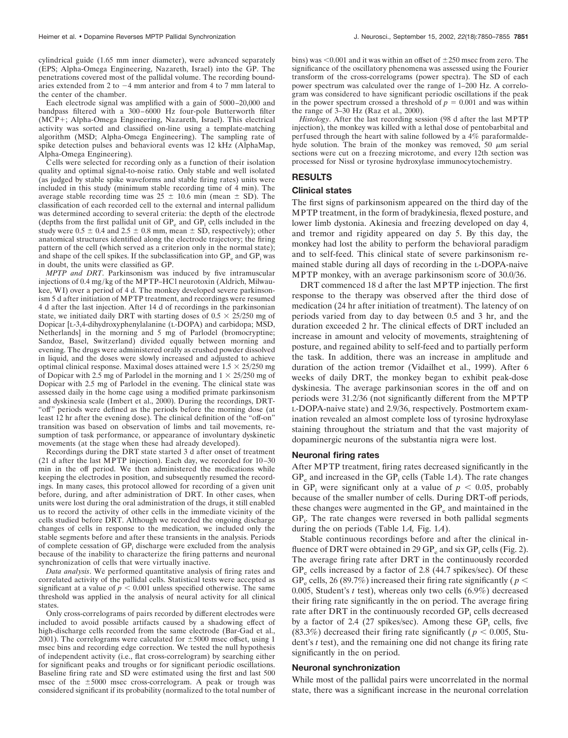cylindrical guide (1.65 mm inner diameter), were advanced separately (EPS; Alpha-Omega Engineering, Nazareth, Israel) into the GP. The penetrations covered most of the pallidal volume. The recording boundaries extended from 2 to −4 mm anterior and from 4 to 7 mm lateral to the center of the chamber.

Each electrode signal was amplified with a gain of 5000–20,000 and bandpass filtered with a 300–6000 Hz four-pole Butterworth filter (MCP+; Alpha-Omega Engineering, Nazareth, Israel). This electrical activity was sorted and classified on-line using a template-matching algorithm (MSD; Alpha-Omega Engineering). The sampling rate of spike detection pulses and behavioral events was 12 kHz (AlphaMap, Alpha-Omega Engineering).

Cells were selected for recording only as a function of their isolation quality and optimal signal-to-noise ratio. Only stable and well isolated (as judged by stable spike waveforms and stable firing rates) units were included in this study (minimum stable recording time of 4 min). The average stable recording time was 25 ± 10.6 min (mean ± SD). The classification of each recorded cell to the external and internal pallidum was determined according to several criteria: the depth of the electrode (depths from the first pallidal unit of $GP_e$ and $GP_i$ cells included in the study were 0.5 ± 0.4 and 2.5 ± 0.8 mm, mean ± SD, respectively); other anatomical structures identified along the electrode trajectory; the firing pattern of the cell (which served as a criterion only in the normal state); and shape of the cell spikes. If the subclassification into $GP_e$ and $GP_i$ was in doubt, the units were classified as GP.

*MPTP and DRT*. Parkinsonism was induced by five intramuscular injections of 0.4 mg/kg of the MPTP–HCl neurotoxin (Aldrich, Milwaukee, WI) over a period of 4 d. The monkey developed severe parkinsonism 5 d after initiation of MPTP treatment, and recordings were resumed 4 d after the last injection. After 14 d of recordings in the parkinsonian state, we initiated daily DRT with starting doses of 0.5 × 25/250 mg of Dopicar [L-3,4-dihydroxyphenylalanine (L-DOPA) and carbidopa; MSD, Netherlands] in the morning and 5 mg of Parlodel (bromocryptine; Sandoz, Basel, Switzerland) divided equally between morning and evening. The drugs were administered orally as crushed powder dissolved in liquid, and the doses were slowly increased and adjusted to achieve optimal clinical response. Maximal doses attained were 1.5 × 25/250 mg of Dopicar with 2.5 mg of Parlodel in the morning and 1 × 25/250 mg of Dopicar with 2.5 mg of Parlodel in the evening. The clinical state was assessed daily in the home cage using a modified primate parkinsonism and dyskinesia scale (Imbert et al., 2000). During the recordings, DRT-"off" periods were defined as the periods before the morning dose (at least 12 hr after the evening dose). The clinical definition of the "off–on" transition was based on observation of limbs and tail movements, resumption of task performance, or appearance of involuntary dyskinetic movements (at the stage when these had already developed).

Recordings during the DRT state started 3 d after onset of treatment (21 d after the last MPTP injection). Each day, we recorded for 10–30 min in the off period. We then administered the medications while keeping the electrodes in position, and subsequently resumed the recordings. In many cases, this protocol allowed for recording of a given unit before, during, and after administration of DRT. In other cases, when units were lost during the oral administration of the drugs, it still enabled us to record the activity of other cells in the immediate vicinity of the cells studied before DRT. Although we recorded the ongoing discharge changes of cells in response to the medication, we included only the stable segments before and after these transients in the analysis. Periods of complete cessation of $GP_i$ discharge were excluded from the analysis because of the inability to characterize the firing patterns and neuronal synchronization of cells that were virtually inactive.

*Data analysis*. We performed quantitative analysis of firing rates and correlated activity of the pallidal cells. Statistical tests were accepted as significant at a value of $p < 0.001$ unless specified otherwise. The same threshold was applied in the analysis of neural activity for all clinical states.

Only cross-correlograms of pairs recorded by different electrodes were included to avoid possible artifacts caused by a shadowing effect of high-discharge cells recorded from the same electrode (Bar-Gad et al., 2001). The correlograms were calculated for ±5000 msec offset, using 1 msec bins and recording edge correction. We tested the null hypothesis of independent activity (i.e., flat cross-correlogram) by searching either for significant peaks and troughs or for significant periodic oscillations. Baseline firing rate and SD were estimated using the first and last 500 msec of the ±5000 msec cross-correlogram. A peak or trough was considered significant if its probability (normalized to the total number of bins) was <0.001 and it was within an offset of ±250 msec from zero. The significance of the oscillatory phenomena was assessed using the Fourier transform of the cross-correlograms (power spectra). The SD of each power spectrum was calculated over the range of 1–200 Hz. A correlogram was considered to have significant periodic oscillations if the peak in the power spectrum crossed a threshold of $p = 0.001$ and was within the range of 3–30 Hz (Raz et al., 2000).

*Histology*. After the last recording session (98 d after the last MPTP injection), the monkey was killed with a lethal dose of pentobarbital and perfused through the heart with saline followed by a 4% paraformaldehyde solution. The brain of the monkey was removed, 50 μm serial sections were cut on a freezing microtome, and every 12th section was processed for Nissl or tyrosine hydroxylase immunocytochemistry.

## RESULTS

### Clinical states

The first signs of parkinsonism appeared on the third day of the MPTP treatment, in the form of bradykinesia, flexed posture, and lower limb dystonia. Akinesia and freezing developed on day 4, and tremor and rigidity appeared on day 5. By this day, the monkey had lost the ability to perform the behavioral paradigm and to self-feed. This clinical state of severe parkinsonism remained stable during all days of recording in the L-DOPA-naive MPTP monkey, with an average parkinsonism score of 30.0/36.

DRT commenced 18 d after the last MPTP injection. The first response to the therapy was observed after the third dose of medication (24 hr after initiation of treatment). The latency of on periods varied from day to day between 0.5 and 3 hr, and the duration exceeded 2 hr. The clinical effects of DRT included an increase in amount and velocity of movements, straightening of posture, and regained ability to self-feed and to partially perform the task. In addition, there was an increase in amplitude and duration of the action tremor (Vidailhet et al., 1999). After 6 weeks of daily DRT, the monkey began to exhibit peak-dose dyskinesia. The average parkinsonian scores in the off and on periods were 31.2/36 (not significantly different from the MPTP L-DOPA-naive state) and 2.9/36, respectively. Postmortem examination revealed an almost complete loss of tyrosine hydroxylase staining throughout the striatum and that the vast majority of dopaminergic neurons of the substantia nigra were lost.

### Neuronal firing rates

After MPTP treatment, firing rates decreased significantly in the $GP_e$ and increased in the $GP_i$ cells (Table 1*A*). The rate changes in $GP_i$ were significant only at a value of $p < 0.05$, probably because of the smaller number of cells. During DRT-off periods, these changes were augmented in the $GP_e$ and maintained in the $GP_i$. The rate changes were reversed in both pallidal segments during the on periods (Table 1*A,* Fig. 1*A*).

Stable continuous recordings before and after the clinical influence of DRT were obtained in 29 $GP_e$ and six $GP_i$ cells (Fig. 2). The average firing rate after DRT in the continuously recorded $GP_e$ cells increased by a factor of 2.8 (44.7 spikes/sec). Of these $GP_e$ cells, 26 (89.7%) increased their firing rate significantly ($p < 0.005$, Student's *t* test), whereas only two cells (6.9%) decreased their firing rate significantly in the on period. The average firing rate after DRT in the continuously recorded $GP_i$ cells decreased by a factor of 2.4 (27 spikes/sec). Among these $GP_i$ cells, five (83.3%) decreased their firing rate significantly ($p < 0.005$, Student's *t* test), and the remaining one did not change its firing rate significantly in the on period.

### Neuronal synchronization

While most of the pallidal pairs were uncorrelated in the normal state, there was a significant increase in the neuronal correlation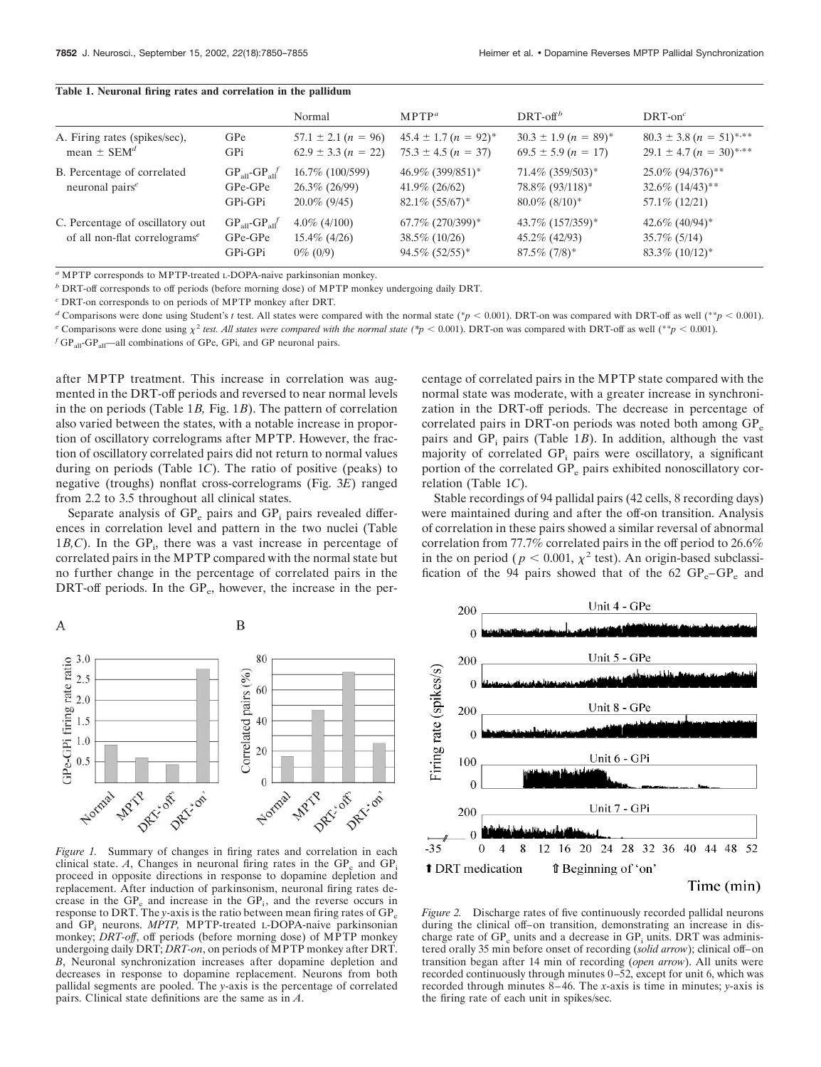**Table 1. Neuronal firing rates and correlation in the pallidum**

| | | Normal | MPTP[a] | DRT-off[b] | DRT-on[c] |
|---|---|---|---|---|---|
| A. Firing rates (spikes/sec), mean ± SEM[d] | GPe | 57.1 ± 2.1 ($n$ = 96) | 45.4 ± 1.7 ($n$ = 92)* | 30.3 ± 1.9 ($n$ = 89)* | 80.3 ± 3.8 ($n$ = 51)*,** |
| | GPi | 62.9 ± 3.3 ($n$ = 22) | 75.3 ± 4.5 ($n$ = 37) | 69.5 ± 5.9 ($n$ = 17) | 29.1 ± 4.7 ($n$ = 30)*,** |
| B. Percentage of correlated neuronal pairs[e] | $GP_{all}$-$GP_{all}$[f] | 16.7% (100/599) | 46.9% (399/851)* | 71.4% (359/503)* | 25.0% (94/376)** |
| | GPe-GPe | 26.3% (26/99) | 41.9% (26/62) | 78.8% (93/118)* | 32.6% (14/43)** |
| | GPi-GPi | 20.0% (9/45) | 82.1% (55/67)* | 80.0% (8/10)* | 57.1% (12/21) |
| C. Percentage of oscillatory out of all non-flat correlograms[e] | $GP_{all}$-$GP_{all}$[f] | 4.0% (4/100) | 67.7% (270/399)* | 43.7% (157/359)* | 42.6% (40/94)* |
| | GPe-GPe | 15.4% (4/26) | 38.5% (10/26) | 45.2% (42/93) | 35.7% (5/14) |
| | GPi-GPi | 0% (0/9) | 94.5% (52/55)* | 87.5% (7/8)* | 83.3% (10/12)* |

[a] MPTP corresponds to MPTP-treated L-DOPA-naive parkinsonian monkey.

[b] DRT-off corresponds to off periods (before morning dose) of MPTP monkey undergoing daily DRT.

[c] DRT-on corresponds to on periods of MPTP monkey after DRT.

[d] Comparisons were done using Student's $t$ test. All states were compared with the normal state (*$p < 0.001$). DRT-on was compared with DRT-off as well (**$p < 0.001$).

[e] Comparisons were done using $\chi^2$ test. All states were compared with the normal state (*$p < 0.001$). DRT-on was compared with DRT-off as well (**$p < 0.001$).

[f] $GP_{all}$-$GP_{all}$—all combinations of GPe, GPi, and GP neuronal pairs.

after MPTP treatment. This increase in correlation was augmented in the DRT-off periods and reversed to near normal levels in the on periods (Table 1*B,* Fig. 1*B*). The pattern of correlation also varied between the states, with a notable increase in proportion of oscillatory correlograms after MPTP. However, the fraction of oscillatory correlated pairs did not return to normal values during on periods (Table 1*C*). The ratio of positive (peaks) to negative (troughs) nonflat cross-correlograms (Fig. 3*E*) ranged from 2.2 to 3.5 throughout all clinical states.

Separate analysis of $GP_e$ pairs and $GP_i$ pairs revealed differences in correlation level and pattern in the two nuclei (Table 1*B,C*). In the $GP_i$, there was a vast increase in percentage of correlated pairs in the MPTP compared with the normal state but no further change in the percentage of correlated pairs in the DRT-off periods. In the $GP_e$, however, the increase in the percentage of correlated pairs in the MPTP state compared with the normal state was moderate, with a greater increase in synchronization in the DRT-off periods. The decrease in percentage of correlated pairs in DRT-on periods was noted both among $GP_e$ pairs and $GP_i$ pairs (Table 1*B*). In addition, although the vast majority of correlated $GP_i$ pairs were oscillatory, a significant portion of the correlated $GP_e$ pairs exhibited nonoscillatory correlation (Table 1*C*).

Stable recordings of 94 pallidal pairs (42 cells, 8 recording days) were maintained during and after the off–on transition. Analysis of correlation in these pairs showed a similar reversal of abnormal correlation from 77.7% correlated pairs in the off period to 26.6% in the on period ($p < 0.001$, $\chi^2$ test). An origin-based subclassification of the 94 pairs showed that of the 62 $GP_e$–$GP_e$ and

*Figure 1.* Summary of changes in firing rates and correlation in each clinical state. *A*, Changes in neuronal firing rates in the $GP_e$ and $GP_i$ proceed in opposite directions in response to dopamine depletion and replacement. After induction of parkinsonism, neuronal firing rates decrease in the $GP_e$ and increase in the $GP_i$, and the reverse occurs in response to DRT. The *y*-axis is the ratio between mean firing rates of $GP_e$ and $GP_i$ neurons. *MPTP,* MPTP-treated L-DOPA-naive parkinsonian monkey; *DRT-off*, off periods (before morning dose) of MPTP monkey undergoing daily DRT; *DRT-on*, on periods of MPTP monkey after DRT. *B*, Neuronal synchronization increases after dopamine depletion and decreases in response to dopamine replacement. Neurons from both pallidal segments are pooled. The *y*-axis is the percentage of correlated pairs. Clinical state definitions are the same as in *A*.

*Figure 2.* Discharge rates of five continuously recorded pallidal neurons during the clinical off–on transition, demonstrating an increase in discharge rate of $GP_e$ units and a decrease in $GP_i$ units. DRT was administered orally 35 min before onset of recording (*solid arrow*); clinical off–on transition began after 14 min of recording (*open arrow*). All units were recorded continuously through minutes 0–52, except for unit 6, which was recorded through minutes 8–46. The *x*-axis is time in minutes; *y*-axis is the firing rate of each unit in spikes/sec.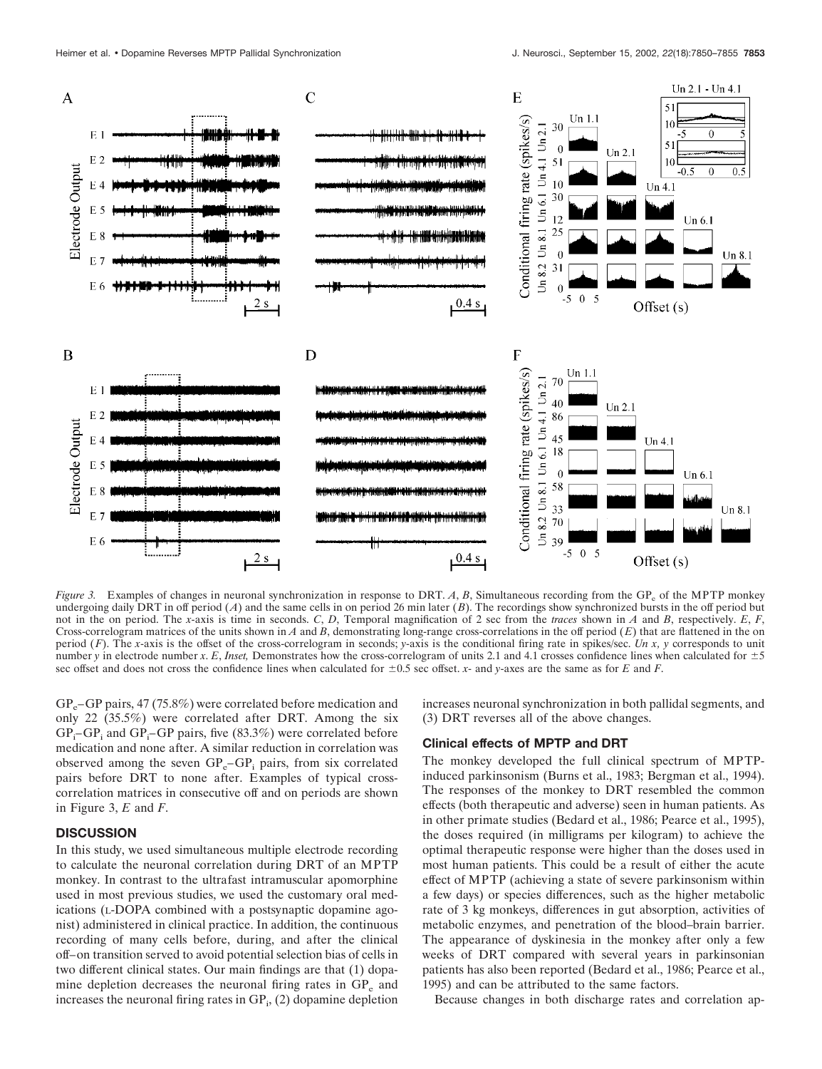*Figure 3.* Examples of changes in neuronal synchronization in response to DRT. *A*, *B*, Simultaneous recording from the $GP_e$ of the MPTP monkey undergoing daily DRT in off period (*A*) and the same cells in on period 26 min later (*B*). The recordings show synchronized bursts in the off period but not in the on period. The *x*-axis is time in seconds. *C*, *D*, Temporal magnification of 2 sec from the *traces* shown in *A* and *B*, respectively. *E*, *F*, Cross-correlogram matrices of the units shown in *A* and *B*, demonstrating long-range cross-correlations in the off period (*E*) that are flattened in the on period (*F*). The *x*-axis is the offset of the cross-correlogram in seconds; *y*-axis is the conditional firing rate in spikes/sec. *Un x, y* corresponds to unit number *y* in electrode number *x*. *E*, *Inset,* Demonstrates how the cross-correlogram of units 2.1 and 4.1 crosses confidence lines when calculated for ±5 sec offset and does not cross the confidence lines when calculated for ±0.5 sec offset. *x*- and *y*-axes are the same as for *E* and *F*.

$GP_e$–GP pairs, 47 (75.8%) were correlated before medication and only 22 (35.5%) were correlated after DRT. Among the six $GP_i$–$GP_i$ and $GP_i$–GP pairs, five (83.3%) were correlated before medication and none after. A similar reduction in correlation was observed among the seven $GP_e$–$GP_i$ pairs, from six correlated pairs before DRT to none after. Examples of typical cross-correlation matrices in consecutive off and on periods are shown in Figure 3, *E* and *F*.

## DISCUSSION

In this study, we used simultaneous multiple electrode recording to calculate the neuronal correlation during DRT of an MPTP monkey. In contrast to the ultrafast intramuscular apomorphine used in most previous studies, we used the customary oral medications (L-DOPA combined with a postsynaptic dopamine agonist) administered in clinical practice. In addition, the continuous recording of many cells before, during, and after the clinical off–on transition served to avoid potential selection bias of cells in two different clinical states. Our main findings are that (1) dopamine depletion decreases the neuronal firing rates in $GP_e$ and increases the neuronal firing rates in $GP_i$, (2) dopamine depletion increases neuronal synchronization in both pallidal segments, and (3) DRT reverses all of the above changes.

### Clinical effects of MPTP and DRT

The monkey developed the full clinical spectrum of MPTP-induced parkinsonism (Burns et al., 1983; Bergman et al., 1994). The responses of the monkey to DRT resembled the common effects (both therapeutic and adverse) seen in human patients. As in other primate studies (Bedard et al., 1986; Pearce et al., 1995), the doses required (in milligrams per kilogram) to achieve the optimal therapeutic response were higher than the doses used in most human patients. This could be a result of either the acute effect of MPTP (achieving a state of severe parkinsonism within a few days) or species differences, such as the higher metabolic rate of 3 kg monkeys, differences in gut absorption, activities of metabolic enzymes, and penetration of the blood–brain barrier. The appearance of dyskinesia in the monkey after only a few weeks of DRT compared with several years in parkinsonian patients has also been reported (Bedard et al., 1986; Pearce et al., 1995) and can be attributed to the same factors.

Because changes in both discharge rates and correlation ap-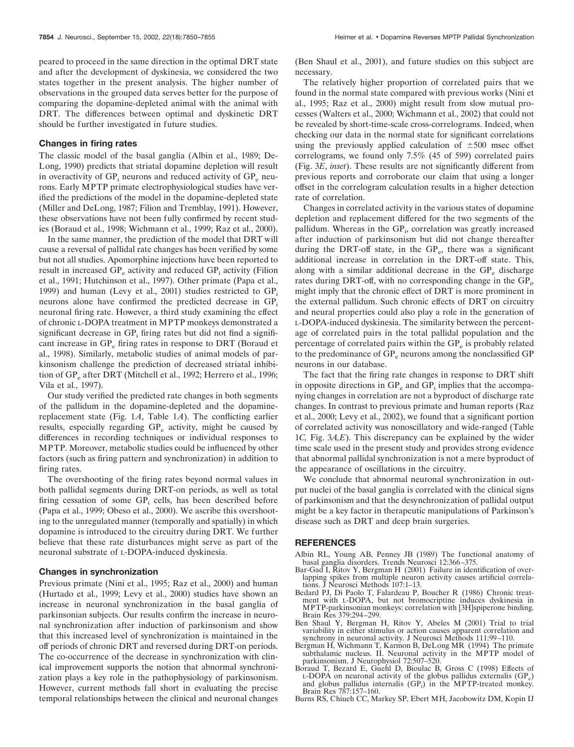peared to proceed in the same direction in the optimal DRT state and after the development of dyskinesia, we considered the two states together in the present analysis. The higher number of observations in the grouped data serves better for the purpose of comparing the dopamine-depleted animal with the animal with DRT. The differences between optimal and dyskinetic DRT should be further investigated in future studies.

### Changes in firing rates

The classic model of the basal ganglia (Albin et al., 1989; DeLong, 1990) predicts that striatal dopamine depletion will result in overactivity of $GP_i$ neurons and reduced activity of $GP_e$ neurons. Early MPTP primate electrophysiological studies have verified the predictions of the model in the dopamine-depleted state (Miller and DeLong, 1987; Filion and Tremblay, 1991). However, these observations have not been fully confirmed by recent studies (Boraud et al., 1998; Wichmann et al., 1999; Raz et al., 2000).

In the same manner, the prediction of the model that DRT will cause a reversal of pallidal rate changes has been verified by some but not all studies. Apomorphine injections have been reported to result in increased $GP_e$ activity and reduced $GP_i$ activity (Filion et al., 1991; Hutchinson et al., 1997). Other primate (Papa et al., 1999) and human (Levy et al., 2001) studies restricted to $GP_i$ neurons alone have confirmed the predicted decrease in $GP_i$ neuronal firing rate. However, a third study examining the effect of chronic L-DOPA treatment in MPTP monkeys demonstrated a significant decrease in $GP_i$ firing rates but did not find a significant increase in $GP_e$ firing rates in response to DRT (Boraud et al., 1998). Similarly, metabolic studies of animal models of parkinsonism challenge the prediction of decreased striatal inhibition of $GP_e$ after DRT (Mitchell et al., 1992; Herrero et al., 1996; Vila et al., 1997).

Our study verified the predicted rate changes in both segments of the pallidum in the dopamine-depleted and the dopamine-replacement state (Fig. 1*A*, Table 1*A*). The conflicting earlier results, especially regarding $GP_e$ activity, might be caused by differences in recording techniques or individual responses to MPTP. Moreover, metabolic studies could be influenced by other factors (such as firing pattern and synchronization) in addition to firing rates.

The overshooting of the firing rates beyond normal values in both pallidal segments during DRT-on periods, as well as total firing cessation of some $GP_i$ cells, has been described before (Papa et al., 1999; Obeso et al., 2000). We ascribe this overshooting to the unregulated manner (temporally and spatially) in which dopamine is introduced to the circuitry during DRT. We further believe that these rate disturbances might serve as part of the neuronal substrate of L-DOPA-induced dyskinesia.

### Changes in synchronization

Previous primate (Nini et al., 1995; Raz et al., 2000) and human (Hurtado et al., 1999; Levy et al., 2000) studies have shown an increase in neuronal synchronization in the basal ganglia of parkinsonian subjects. Our results confirm the increase in neuronal synchronization after induction of parkinsonism and show that this increased level of synchronization is maintained in the off periods of chronic DRT and reversed during DRT-on periods. The co-occurrence of the decrease in synchronization with clinical improvement supports the notion that abnormal synchronization plays a key role in the pathophysiology of parkinsonism. However, current methods fall short in evaluating the precise temporal relationships between the clinical and neuronal changes (Ben Shaul et al., 2001), and future studies on this subject are necessary.

The relatively higher proportion of correlated pairs that we found in the normal state compared with previous works (Nini et al., 1995; Raz et al., 2000) might result from slow mutual processes (Walters et al., 2000; Wichmann et al., 2002) that could not be revealed by short-time-scale cross-correlograms. Indeed, when checking our data in the normal state for significant correlations using the previously applied calculation of $\pm$500 msec offset correlograms, we found only 7.5% (45 of 599) correlated pairs (Fig. 3*E*, *inset*). These results are not significantly different from previous reports and corroborate our claim that using a longer offset in the correlogram calculation results in a higher detection rate of correlation.

Changes in correlated activity in the various states of dopamine depletion and replacement differed for the two segments of the pallidum. Whereas in the $GP_i$, correlation was greatly increased after induction of parkinsonism but did not change thereafter during the DRT-off state, in the $GP_e$, there was a significant additional increase in correlation in the DRT-off state. This, along with a similar additional decrease in the $GP_e$ discharge rates during DRT-off, with no corresponding change in the $GP_i$, might imply that the chronic effect of DRT is more prominent in the external pallidum. Such chronic effects of DRT on circuitry and neural properties could also play a role in the generation of L-DOPA-induced dyskinesia. The similarity between the percentage of correlated pairs in the total pallidal population and the percentage of correlated pairs within the $GP_e$ is probably related to the predominance of $GP_e$ neurons among the nonclassified GP neurons in our database.

The fact that the firing rate changes in response to DRT shift in opposite directions in $GP_e$ and $GP_i$ implies that the accompanying changes in correlation are not a byproduct of discharge rate changes. In contrast to previous primate and human reports (Raz et al., 2000; Levy et al., 2002), we found that a significant portion of correlated activity was nonoscillatory and wide-ranged (Table 1*C*, Fig. 3*A,E*). This discrepancy can be explained by the wider time scale used in the present study and provides strong evidence that abnormal pallidal synchronization is not a mere byproduct of the appearance of oscillations in the circuitry.

We conclude that abnormal neuronal synchronization in output nuclei of the basal ganglia is correlated with the clinical signs of parkinsonism and that the desynchronization of pallidal output might be a key factor in therapeutic manipulations of Parkinson's disease such as DRT and deep brain surgeries.

## REFERENCES

Albin RL, Young AB, Penney JB (1989) The functional anatomy of basal ganglia disorders. Trends Neurosci 12:366–375.

Bar-Gad I, Ritov Y, Bergman H (2001) Failure in identification of overlapping spikes from multiple neuron activity causes artificial correlations. J Neurosci Methods 107:1–13.

Bedard PJ, Di Paolo T, Falardeau P, Boucher R (1986) Chronic treatment with L-DOPA, but not bromocriptine induces dyskinesia in MPTP-parkinsonian monkeys: correlation with [3H]spiperone binding. Brain Res 379:294–299.

Ben Shaul Y, Bergman H, Ritov Y, Abeles M (2001) Trial to trial variability in either stimulus or action causes apparent correlation and synchrony in neuronal activity. J Neurosci Methods 111:99–110.

Bergman H, Wichmann T, Karmon B, DeLong MR (1994) The primate subthalamic nucleus. II. Neuronal activity in the MPTP model of parkinsonism. J Neurophysiol 72:507–520.

Boraud T, Bezard E, Guehl D, Bioulac B, Gross C (1998) Effects of L-DOPA on neuronal activity of the globus pallidus externalis ($GP_e$) and globus pallidus internalis ($GP_i$) in the MPTP-treated monkey. Brain Res 787:157–160.

Burns RS, Chiueh CC, Markey SP, Ebert MH, Jacobowitz DM, Kopin IJ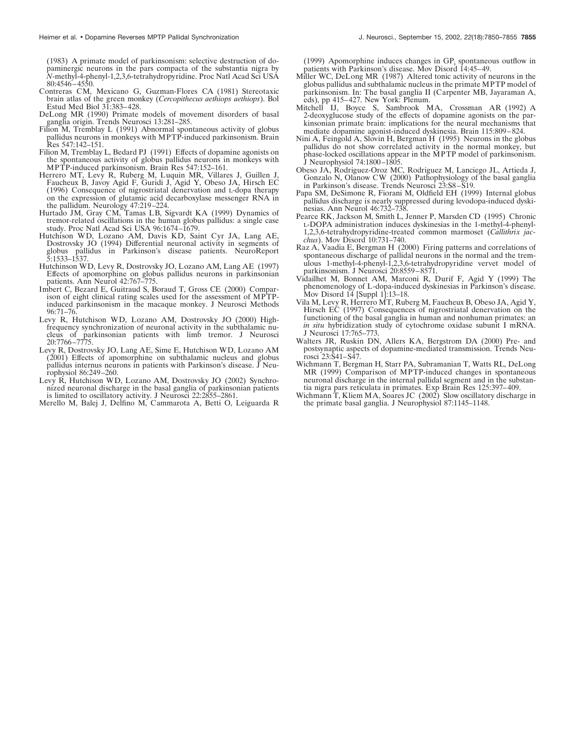(1983) A primate model of parkinsonism: selective destruction of dopaminergic neurons in the pars compacta of the substantia nigra by *N*-methyl-4-phenyl-1,2,3,6-tetrahydropyridine. Proc Natl Acad Sci USA 80:4546–4550.

Contreras CM, Mexicano G, Guzman-Flores CA (1981) Stereotaxic brain atlas of the green monkey (*Cercopithecus aethiops aethiops*). Bol Estud Med Biol 31:383–428.

DeLong MR (1990) Primate models of movement disorders of basal ganglia origin. Trends Neurosci 13:281–285.

Filion M, Tremblay L (1991) Abnormal spontaneous activity of globus pallidus neurons in monkeys with MPTP-induced parkinsonism. Brain Res 547:142–151.

Filion M, Tremblay L, Bedard PJ (1991) Effects of dopamine agonists on the spontaneous activity of globus pallidus neurons in monkeys with MPTP-induced parkinsonism. Brain Res 547:152–161.

Herrero MT, Levy R, Ruberg M, Luquin MR, Villares J, Guillen J, Faucheux B, Javoy Agid F, Guridi J, Agid Y, Obeso JA, Hirsch EC (1996) Consequence of nigrostriatal denervation and L-dopa therapy on the expression of glutamic acid decarboxylase messenger RNA in the pallidum. Neurology 47:219–224.

Hurtado JM, Gray CM, Tamas LB, Sigvardt KA (1999) Dynamics of tremor-related oscillations in the human globus pallidus: a single case study. Proc Natl Acad Sci USA 96:1674–1679.

Hutchison WD, Lozano AM, Davis KD, Saint Cyr JA, Lang AE, Dostrovsky JO (1994) Differential neuronal activity in segments of globus pallidus in Parkinson's disease patients. NeuroReport 5:1533–1537.

Hutchinson WD, Levy R, Dostrovsky JO, Lozano AM, Lang AE (1997) Effects of apomorphine on globus pallidus neurons in parkinsonian patients. Ann Neurol 42:767–775.

Imbert C, Bezard E, Guitraud S, Boraud T, Gross CE (2000) Comparison of eight clinical rating scales used for the assessment of MPTP-induced parkinsonism in the macaque monkey. J Neurosci Methods 96:71–76.

Levy R, Hutchison WD, Lozano AM, Dostrovsky JO (2000) High-frequency synchronization of neuronal activity in the subthalamic nucleus of parkinsonian patients with limb tremor. J Neurosci 20:7766–7775.

Levy R, Dostrovsky JO, Lang AE, Sime E, Hutchison WD, Lozano AM (2001) Effects of apomorphine on subthalamic nucleus and globus pallidus internus neurons in patients with Parkinson's disease. J Neurophysiol 86:249–260.

Levy R, Hutchison WD, Lozano AM, Dostrovsky JO (2002) Synchronized neuronal discharge in the basal ganglia of parkinsonian patients is limited to oscillatory activity. J Neurosci 22:2855–2861.

Merello M, Balej J, Delfino M, Cammarota A, Betti O, Leiguarda R (1999) Apomorphine induces changes in $GP_i$ spontaneous outflow in patients with Parkinson's disease. Mov Disord 14:45–49.

Miller WC, DeLong MR (1987) Altered tonic activity of neurons in the globus pallidus and subthalamic nucleus in the primate MPTP model of parkinsonism. In: The basal ganglia II (Carpenter MB, Jayaraman A, eds), pp 415–427. New York: Plenum.

Mitchell IJ, Boyce S, Sambrook MA, Crossman AR (1992) A 2-deoxyglucose study of the effects of dopamine agonists on the parkinsonian primate brain: implications for the neural mechanisms that mediate dopamine agonist-induced dyskinesia. Brain 115:809–824.

Nini A, Feingold A, Slovin H, Bergman H (1995) Neurons in the globus pallidus do not show correlated activity in the normal monkey, but phase-locked oscillations appear in the MPTP model of parkinsonism. J Neurophysiol 74:1800–1805.

Obeso JA, Rodriguez-Oroz MC, Rodriguez M, Lanciego JL, Artieda J, Gonzalo N, Olanow CW (2000) Pathophysiology of the basal ganglia in Parkinson's disease. Trends Neurosci 23:S8–S19.

Papa SM, DeSimone R, Fiorani M, Oldfield EH (1999) Internal globus pallidus discharge is nearly suppressed during levodopa-induced dyskinesias. Ann Neurol 46:732–738.

Pearce RK, Jackson M, Smith L, Jenner P, Marsden CD (1995) Chronic L-DOPA administration induces dyskinesias in the 1-methyl-4-phenyl-1,2,3,6-tetrahydropyridine-treated common marmoset (*Callithrix jacchus*). Mov Disord 10:731–740.

Raz A, Vaadia E, Bergman H (2000) Firing patterns and correlations of spontaneous discharge of pallidal neurons in the normal and the tremulous 1-methyl-4-phenyl-1,2,3,6-tetrahydropyridine vervet model of parkinsonism. J Neurosci 20:8559–8571.

Vidailhet M, Bonnet AM, Marconi R, Durif F, Agid Y (1999) The phenomenology of L-dopa-induced dyskinesias in Parkinson's disease. Mov Disord 14 [Suppl 1]:13–18.

Vila M, Levy R, Herrero MT, Ruberg M, Faucheux B, Obeso JA, Agid Y, Hirsch EC (1997) Consequences of nigrostriatal denervation on the functioning of the basal ganglia in human and nonhuman primates: an *in situ* hybridization study of cytochrome oxidase subunit I mRNA. J Neurosci 17:765–773.

Walters JR, Ruskin DN, Allers KA, Bergstrom DA (2000) Pre- and postsynaptic aspects of dopamine-mediated transmission. Trends Neurosci 23:S41–S47.

Wichmann T, Bergman H, Starr PA, Subramanian T, Watts RL, DeLong MR (1999) Comparison of MPTP-induced changes in spontaneous neuronal discharge in the internal pallidal segment and in the substantia nigra pars reticulata in primates. Exp Brain Res 125:397–409.

Wichmann T, Kliem MA, Soares JC (2002) Slow oscillatory discharge in the primate basal ganglia. J Neurophysiol 87:1145–1148.